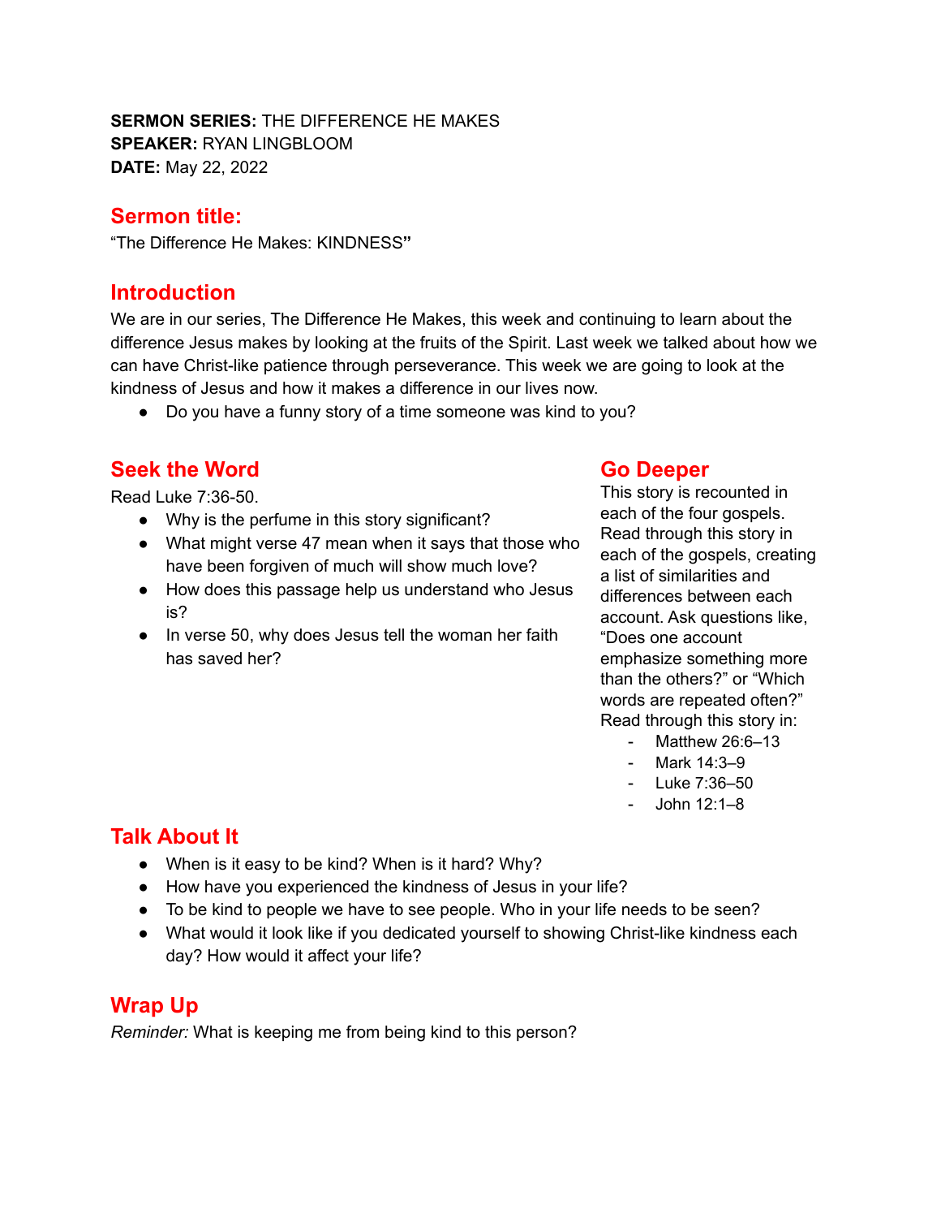**SERMON SERIES:** THE DIFFERENCE HE MAKES
**SPEAKER:** RYAN LINGBLOOM
**DATE:** May 22, 2022

## Sermon title:

"The Difference He Makes: KINDNESS**"**

## Introduction

We are in our series, The Difference He Makes, this week and continuing to learn about the difference Jesus makes by looking at the fruits of the Spirit. Last week we talked about how we can have Christ-like patience through perseverance. This week we are going to look at the kindness of Jesus and how it makes a difference in our lives now.

- Do you have a funny story of a time someone was kind to you?

## Seek the Word

Read Luke 7:36-50.

- Why is the perfume in this story significant?
- What might verse 47 mean when it says that those who have been forgiven of much will show much love?
- How does this passage help us understand who Jesus is?
- In verse 50, why does Jesus tell the woman her faith has saved her?

## Go Deeper

This story is recounted in each of the four gospels. Read through this story in each of the gospels, creating a list of similarities and differences between each account. Ask questions like, "Does one account emphasize something more than the others?" or "Which words are repeated often?" Read through this story in:

- Matthew 26:6–13
- Mark 14:3–9
- Luke 7:36–50
- John 12:1–8

## Talk About It

- When is it easy to be kind? When is it hard? Why?
- How have you experienced the kindness of Jesus in your life?
- To be kind to people we have to see people. Who in your life needs to be seen?
- What would it look like if you dedicated yourself to showing Christ-like kindness each day? How would it affect your life?

## Wrap Up

*Reminder:* What is keeping me from being kind to this person?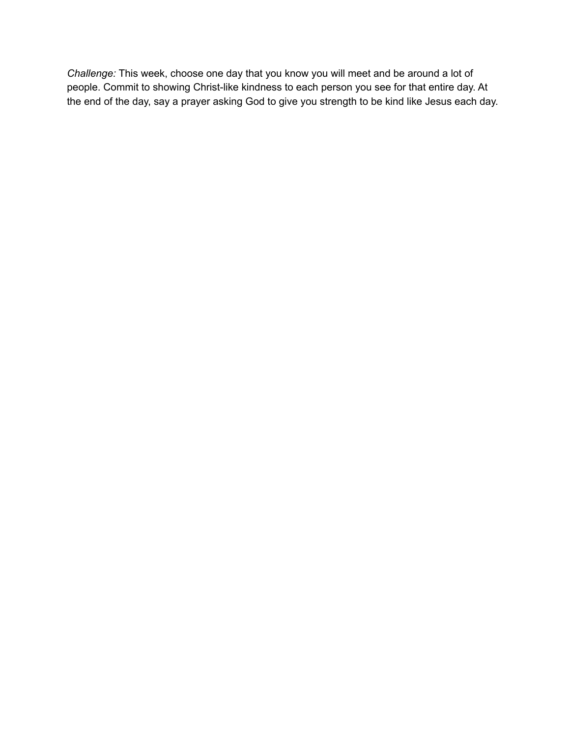*Challenge:* This week, choose one day that you know you will meet and be around a lot of people. Commit to showing Christ-like kindness to each person you see for that entire day. At the end of the day, say a prayer asking God to give you strength to be kind like Jesus each day.